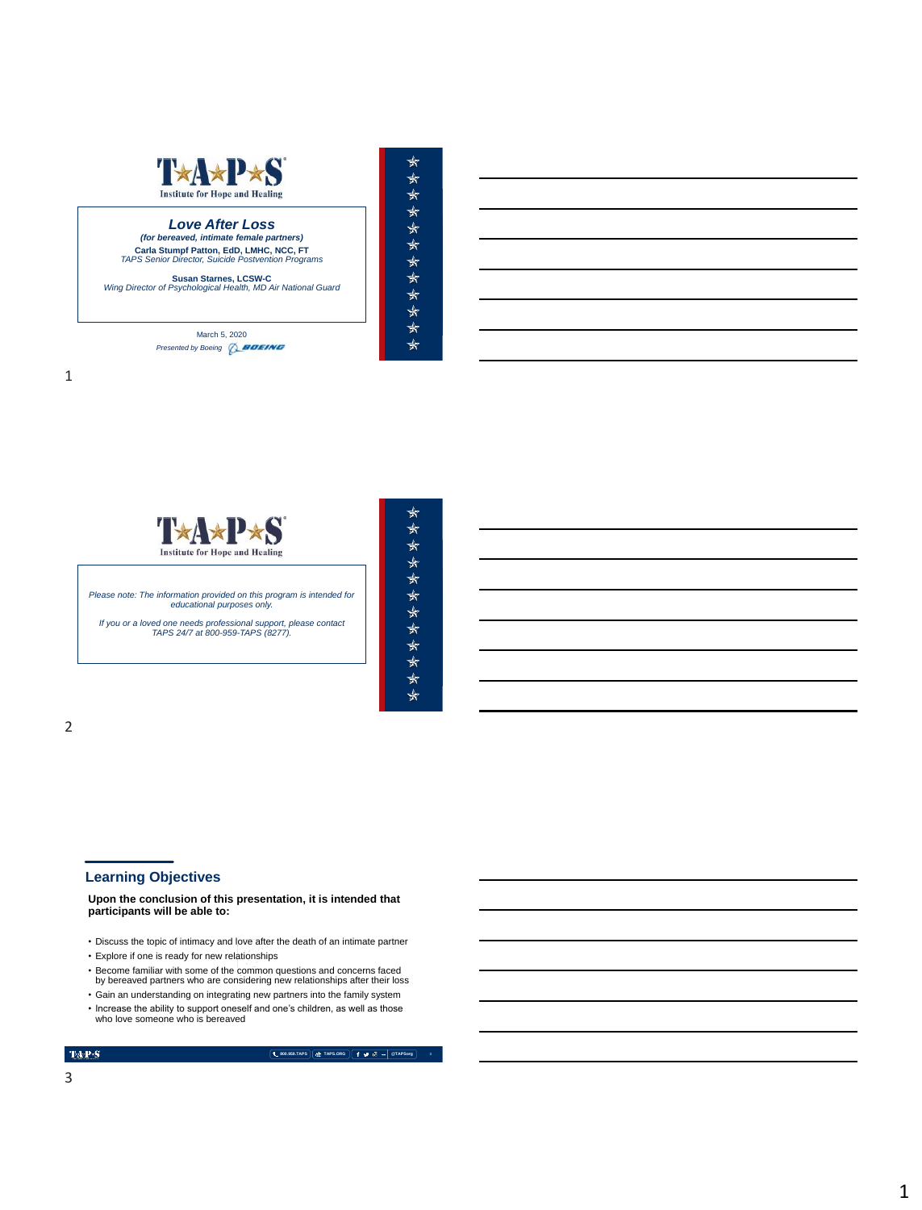TAPS
Institute for Hope and Healing

## *Love After Loss*

***(for bereaved, intimate female partners)***

**Carla Stumpf Patton, EdD, LMHC, NCC, FT**
*TAPS Senior Director, Suicide Postvention Programs*

**Susan Starnes, LCSW-C**
*Wing Director of Psychological Health, MD Air National Guard*

March 5, 2020
*Presented by Boeing* BOEING

---

TAPS
Institute for Hope and Healing

*Please note: The information provided on this program is intended for educational purposes only.*

*If you or a loved one needs professional support, please contact TAPS 24/7 at 800-959-TAPS (8277).*

---

## Learning Objectives

**Upon the conclusion of this presentation, it is intended that participants will be able to:**

- Discuss the topic of intimacy and love after the death of an intimate partner
- Explore if one is ready for new relationships
- Become familiar with some of the common questions and concerns faced by bereaved partners who are considering new relationships after their loss
- Gain an understanding on integrating new partners into the family system
- Increase the ability to support oneself and one's children, as well as those who love someone who is bereaved

TAPS | 800.959.TAPS | TAPS.ORG | @TAPSorg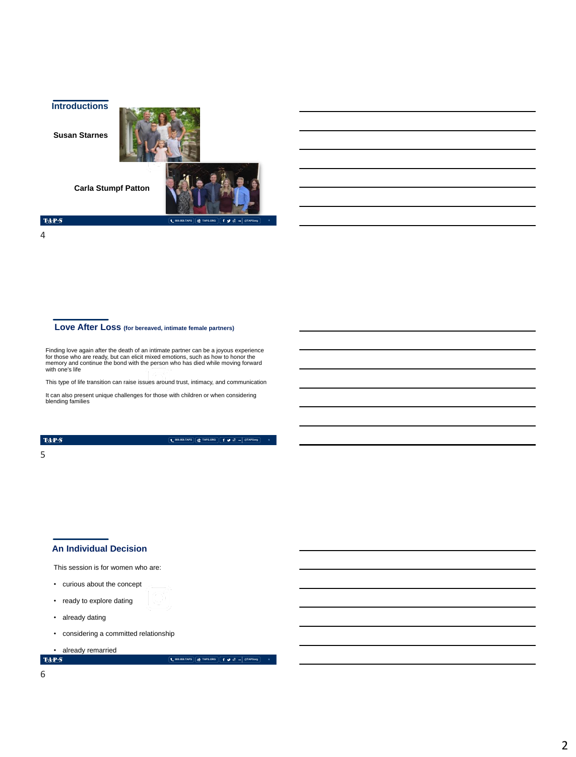## Introductions

**Susan Starnes**

**Carla Stumpf Patton**

## Love After Loss (for bereaved, intimate female partners)

Finding love again after the death of an intimate partner can be a joyous experience for those who are ready, but can elicit mixed emotions, such as how to honor the memory and continue the bond with the person who has died while moving forward with one's life

This type of life transition can raise issues around trust, intimacy, and communication

It can also present unique challenges for those with children or when considering blending families

## An Individual Decision

This session is for women who are:

- curious about the concept
- ready to explore dating
- already dating
- considering a committed relationship
- already remarried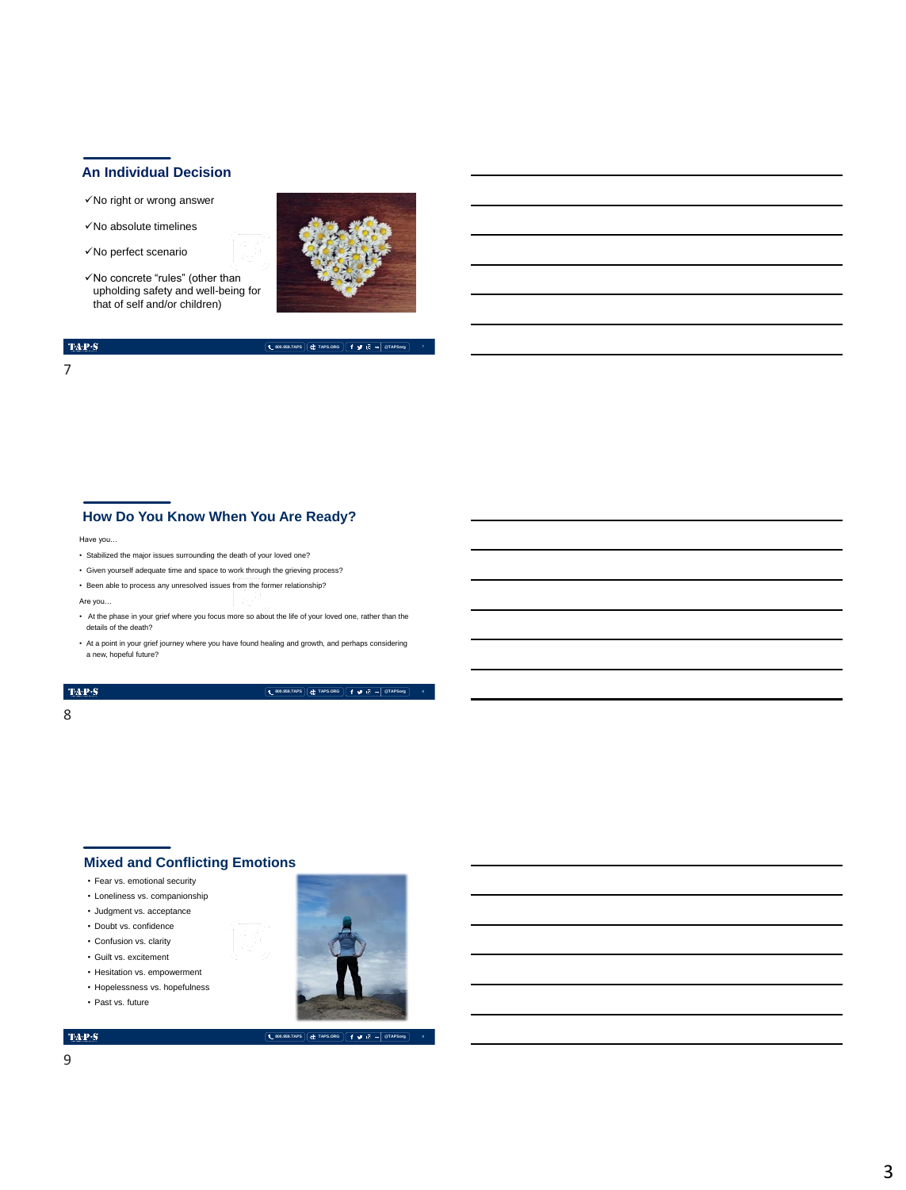## An Individual Decision

- ✓No right or wrong answer
- ✓No absolute timelines
- ✓No perfect scenario
- ✓No concrete "rules" (other than upholding safety and well-being for that of self and/or children)

## How Do You Know When You Are Ready?

Have you…

- Stabilized the major issues surrounding the death of your loved one?
- Given yourself adequate time and space to work through the grieving process?
- Been able to process any unresolved issues from the former relationship?

Are you…

- At the phase in your grief where you focus more so about the life of your loved one, rather than the details of the death?
- At a point in your grief journey where you have found healing and growth, and perhaps considering a new, hopeful future?

## Mixed and Conflicting Emotions

- Fear vs. emotional security
- Loneliness vs. companionship
- Judgment vs. acceptance
- Doubt vs. confidence
- Confusion vs. clarity
- Guilt vs. excitement
- Hesitation vs. empowerment
- Hopelessness vs. hopefulness
- Past vs. future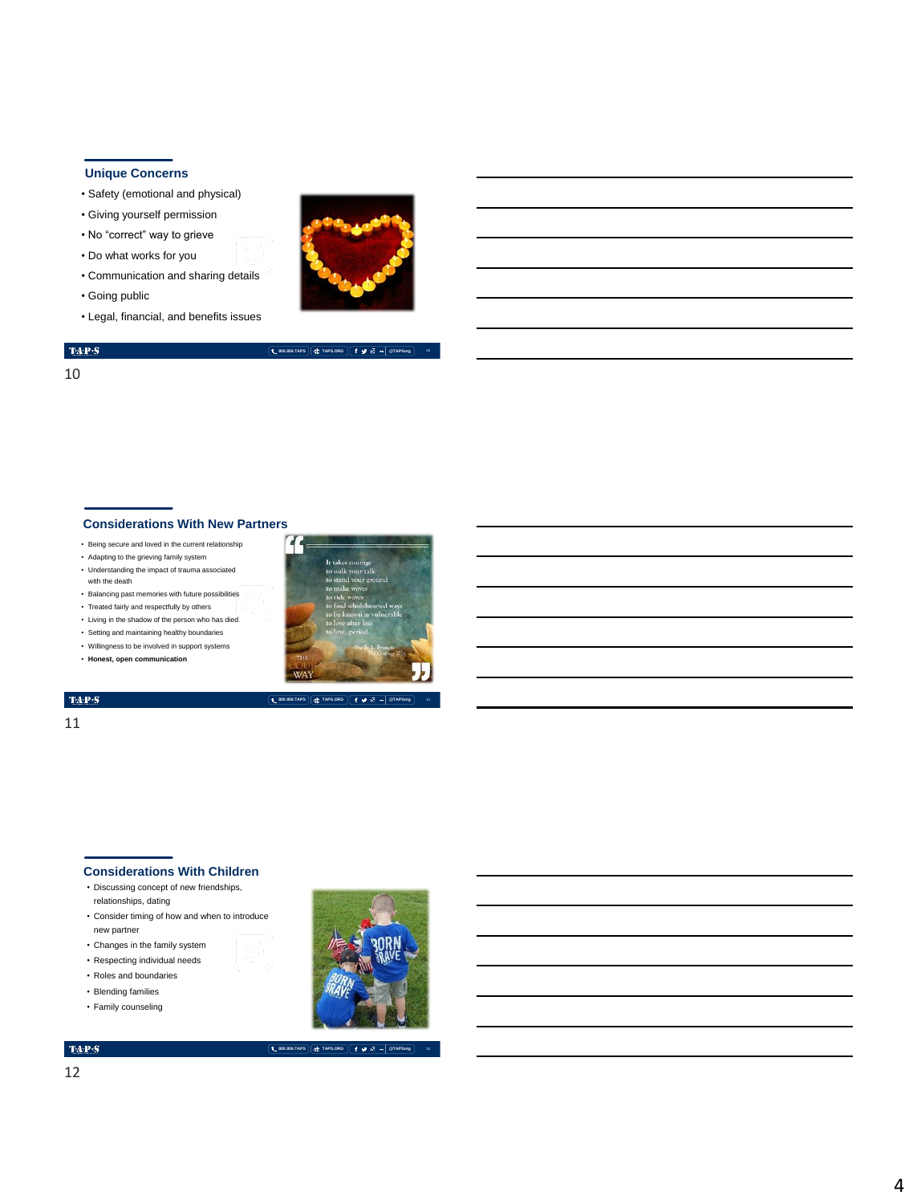## Unique Concerns

- Safety (emotional and physical)
- Giving yourself permission
- No "correct" way to grieve
- Do what works for you
- Communication and sharing details
- Going public
- Legal, financial, and benefits issues

## Considerations With New Partners

- Being secure and loved in the current relationship
- Adapting to the grieving family system
- Understanding the impact of trauma associated with the death
- Balancing past memories with future possibilities
- Treated fairly and respectfully by others
- Living in the shadow of the person who has died
- Setting and maintaining healthy boundaries
- Willingness to be involved in support systems
- **Honest, open communication**

It takes courage
to walk your talk
to stand your ground
to make waves
to ride waves
to find wholehearted ways
to be known as vulnerable
to love after loss
to love, period.

— Shelly L. Francis, *The Courage Way*

## Considerations With Children

- Discussing concept of new friendships, relationships, dating
- Consider timing of how and when to introduce new partner
- Changes in the family system
- Respecting individual needs
- Roles and boundaries
- Blending families
- Family counseling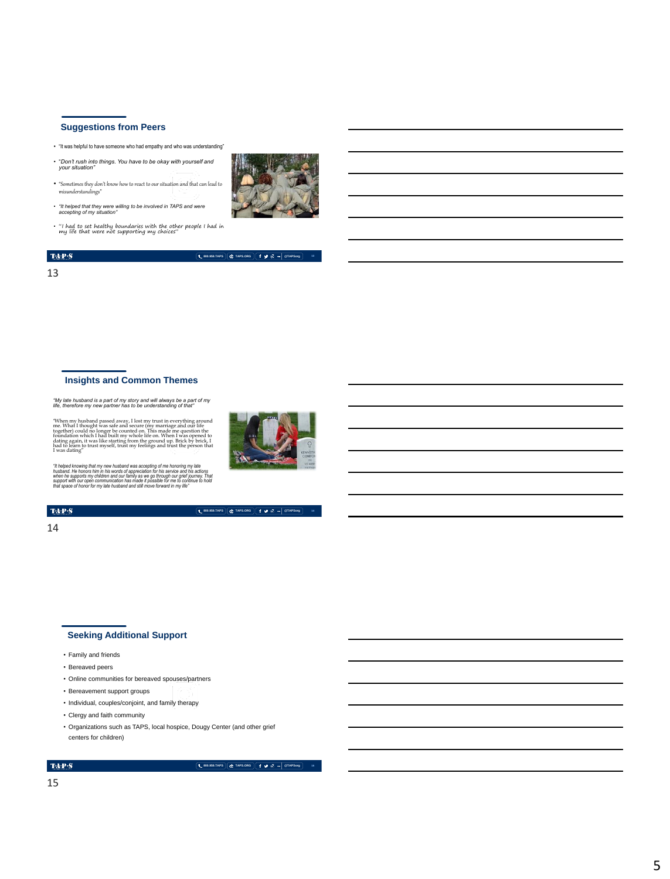## Suggestions from Peers

- "It was helpful to have someone who had empathy and who was understanding"
- *"Don't rush into things. You have to be okay with yourself and your situation"*
- "Sometimes they don't know how to react to our situation and that can lead to misunderstandings"
- *"It helped that they were willing to be involved in TAPS and were accepting of my situation"*
- "I had to set healthy boundaries with the other people I had in my life that were not supporting my choices"

## Insights and Common Themes

*"My late husband is a part of my story and will always be a part of my life, therefore my new partner has to be understanding of that"*

"When my husband passed away, I lost my trust in everything around me. What I thought was safe and secure (my marriage and our life together) could no longer be counted on. This made me question the foundation which I had built my whole life on. When I was opened to dating again, it was like starting from the ground up. Brick by brick, I had to learn to trust myself, trust my feelings and trust the person that I was dating"

*"It helped knowing that my new husband was accepting of me honoring my late husband. He honors him in his words of appreciation for his service and his actions when he supports my children and our family as we go through our grief journey. That support with our open communication has made it possible for me to continue to hold that space of honor for my late husband and still move forward in my life"*

## Seeking Additional Support

- Family and friends
- Bereaved peers
- Online communities for bereaved spouses/partners
- Bereavement support groups
- Individual, couples/conjoint, and family therapy
- Clergy and faith community
- Organizations such as TAPS, local hospice, Dougy Center (and other grief centers for children)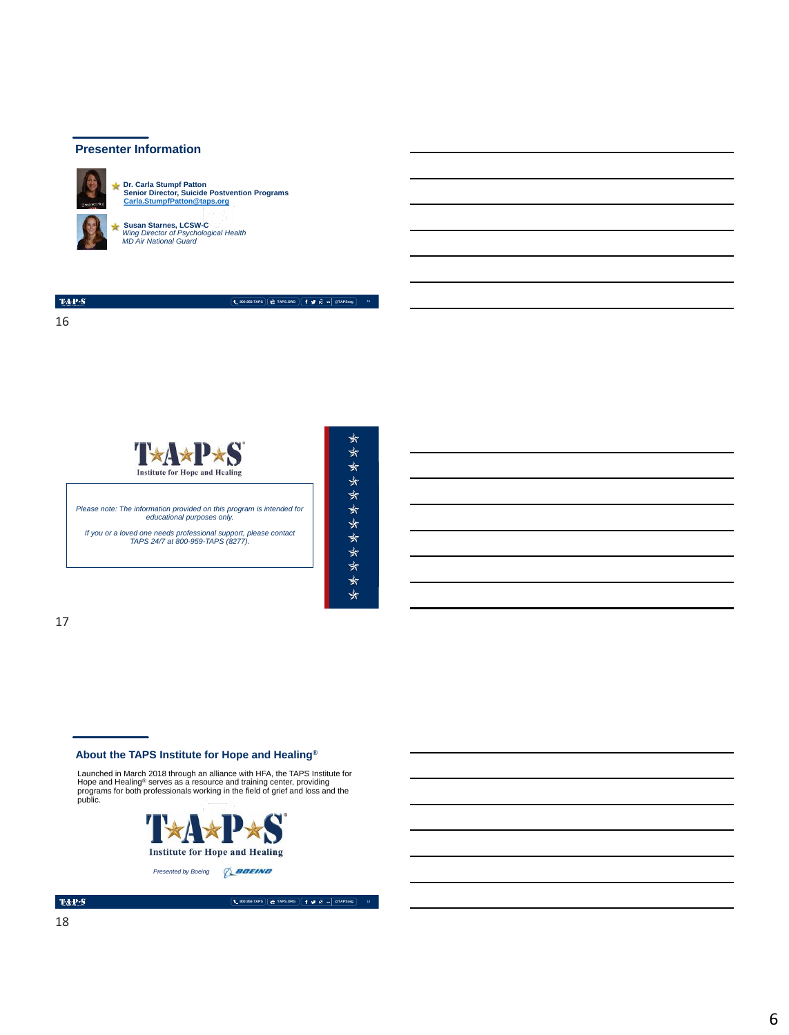## Presenter Information

- **Dr. Carla Stumpf Patton**
  **Senior Director, Suicide Postvention Programs**
  **Carla.StumpfPatton@taps.org**
- **Susan Starnes, LCSW-C**
  *Wing Director of Psychological Health*
  *MD Air National Guard*

T★A★P★S | 800.959.TAPS | TAPS.ORG | @TAPSorg

16

T★A★P★S
Institute for Hope and Healing

*Please note: The information provided on this program is intended for educational purposes only.*

*If you or a loved one needs professional support, please contact TAPS 24/7 at 800-959-TAPS (8277).*

17

## About the TAPS Institute for Hope and Healing®

Launched in March 2018 through an alliance with HFA, the TAPS Institute for Hope and Healing® serves as a resource and training center, providing programs for both professionals working in the field of grief and loss and the public.

T★A★P★S
Institute for Hope and Healing

*Presented by Boeing*

T★A★P★S | 800.959.TAPS | TAPS.ORG | @TAPSorg

18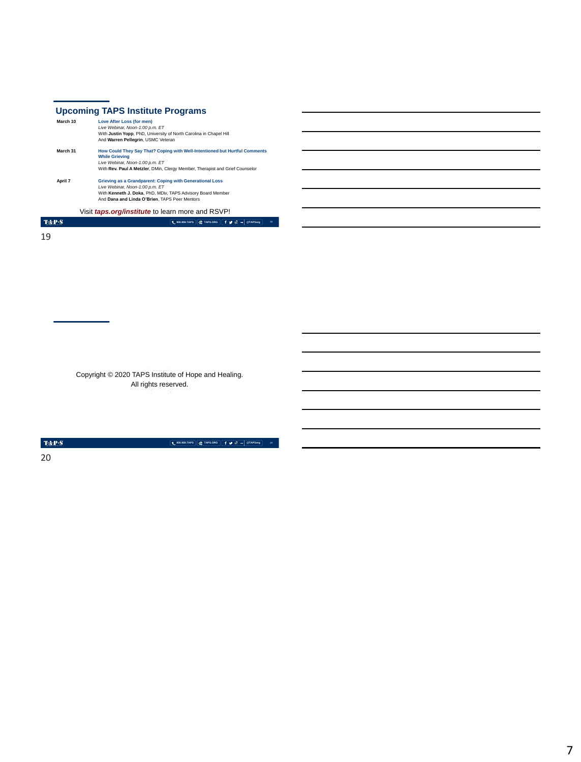## Upcoming TAPS Institute Programs

| | |
|---|---|
| **March 10** | **Love After Loss (for men)**<br>*Live Webinar, Noon-1:00 p.m. ET*<br>With **Justin Yopp**, PhD, University of North Carolina in Chapel Hill<br>And **Warren Pellegrin**, USMC Veteran |
| **March 31** | **How Could They Say That? Coping with Well-Intentioned but Hurtful Comments While Grieving**<br>*Live Webinar, Noon-1:00 p.m. ET*<br>With **Rev. Paul A Metzler**, DMin, Clergy Member, Therapist and Grief Counselor |
| **April 7** | **Grieving as a Grandparent: Coping with Generational Loss**<br>*Live Webinar, Noon-1:00 p.m. ET*<br>With **Kenneth J. Doka**, PhD, MDiv, TAPS Advisory Board Member<br>And **Dana and Linda O'Brien**, TAPS Peer Mentors |

Visit ***taps.org/institute*** to learn more and RSVP!

TAPS | 800.959.TAPS | TAPS.ORG | @TAPSorg

19

Copyright © 2020 TAPS Institute of Hope and Healing.
All rights reserved.

TAPS | 800.959.TAPS | TAPS.ORG | @TAPSorg

20